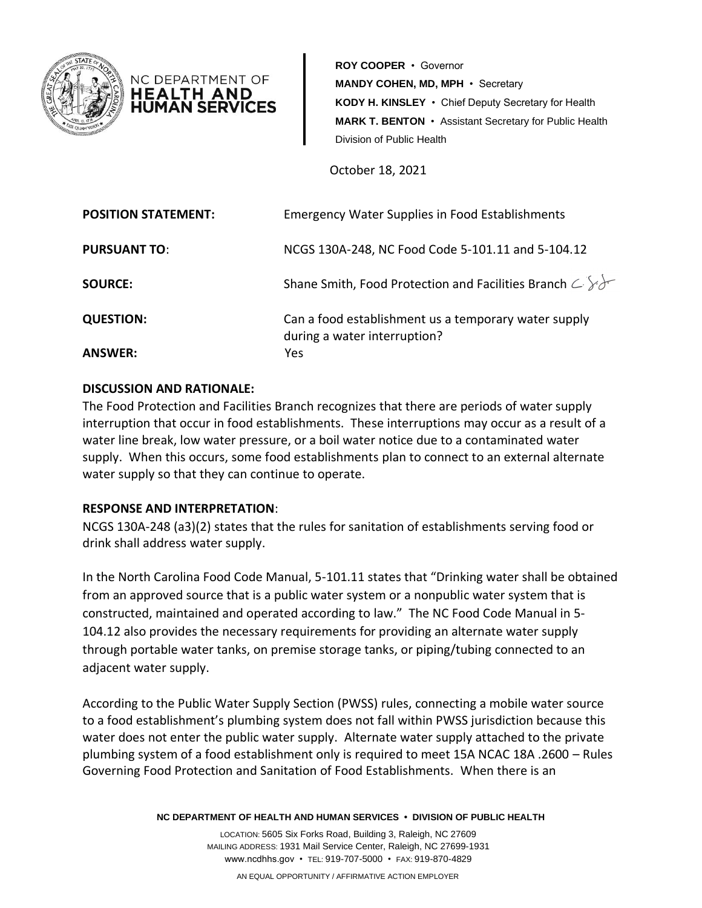NC DEPARTMENT OF
**HEALTH AND HUMAN SERVICES**

**ROY COOPER** • Governor
**MANDY COHEN, MD, MPH** • Secretary
**KODY H. KINSLEY** • Chief Deputy Secretary for Health
**MARK T. BENTON** • Assistant Secretary for Public Health
Division of Public Health

October 18, 2021

**POSITION STATEMENT:** Emergency Water Supplies in Food Establishments

**PURSUANT TO**: NCGS 130A-248, NC Food Code 5-101.11 and 5-104.12

**SOURCE:** Shane Smith, Food Protection and Facilities Branch

**QUESTION:** Can a food establishment us a temporary water supply during a water interruption?

**ANSWER:** Yes

**DISCUSSION AND RATIONALE:**

The Food Protection and Facilities Branch recognizes that there are periods of water supply interruption that occur in food establishments. These interruptions may occur as a result of a water line break, low water pressure, or a boil water notice due to a contaminated water supply. When this occurs, some food establishments plan to connect to an external alternate water supply so that they can continue to operate.

**RESPONSE AND INTERPRETATION**:

NCGS 130A-248 (a3)(2) states that the rules for sanitation of establishments serving food or drink shall address water supply.

In the North Carolina Food Code Manual, 5-101.11 states that "Drinking water shall be obtained from an approved source that is a public water system or a nonpublic water system that is constructed, maintained and operated according to law." The NC Food Code Manual in 5-104.12 also provides the necessary requirements for providing an alternate water supply through portable water tanks, on premise storage tanks, or piping/tubing connected to an adjacent water supply.

According to the Public Water Supply Section (PWSS) rules, connecting a mobile water source to a food establishment's plumbing system does not fall within PWSS jurisdiction because this water does not enter the public water supply. Alternate water supply attached to the private plumbing system of a food establishment only is required to meet 15A NCAC 18A .2600 – Rules Governing Food Protection and Sanitation of Food Establishments. When there is an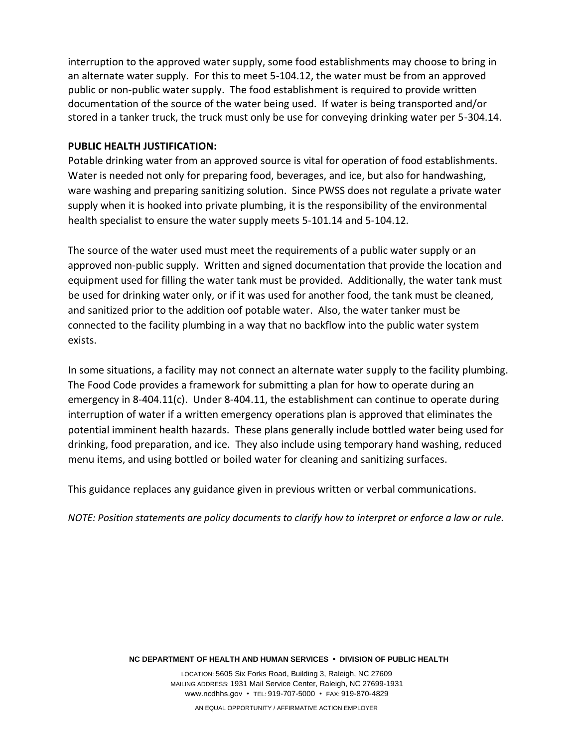interruption to the approved water supply, some food establishments may choose to bring in an alternate water supply. For this to meet 5-104.12, the water must be from an approved public or non-public water supply. The food establishment is required to provide written documentation of the source of the water being used. If water is being transported and/or stored in a tanker truck, the truck must only be use for conveying drinking water per 5-304.14.

**PUBLIC HEALTH JUSTIFICATION:**

Potable drinking water from an approved source is vital for operation of food establishments. Water is needed not only for preparing food, beverages, and ice, but also for handwashing, ware washing and preparing sanitizing solution. Since PWSS does not regulate a private water supply when it is hooked into private plumbing, it is the responsibility of the environmental health specialist to ensure the water supply meets 5-101.14 and 5-104.12.

The source of the water used must meet the requirements of a public water supply or an approved non-public supply. Written and signed documentation that provide the location and equipment used for filling the water tank must be provided. Additionally, the water tank must be used for drinking water only, or if it was used for another food, the tank must be cleaned, and sanitized prior to the addition oof potable water. Also, the water tanker must be connected to the facility plumbing in a way that no backflow into the public water system exists.

In some situations, a facility may not connect an alternate water supply to the facility plumbing. The Food Code provides a framework for submitting a plan for how to operate during an emergency in 8-404.11(c). Under 8-404.11, the establishment can continue to operate during interruption of water if a written emergency operations plan is approved that eliminates the potential imminent health hazards. These plans generally include bottled water being used for drinking, food preparation, and ice. They also include using temporary hand washing, reduced menu items, and using bottled or boiled water for cleaning and sanitizing surfaces.

This guidance replaces any guidance given in previous written or verbal communications.

*NOTE: Position statements are policy documents to clarify how to interpret or enforce a law or rule.*